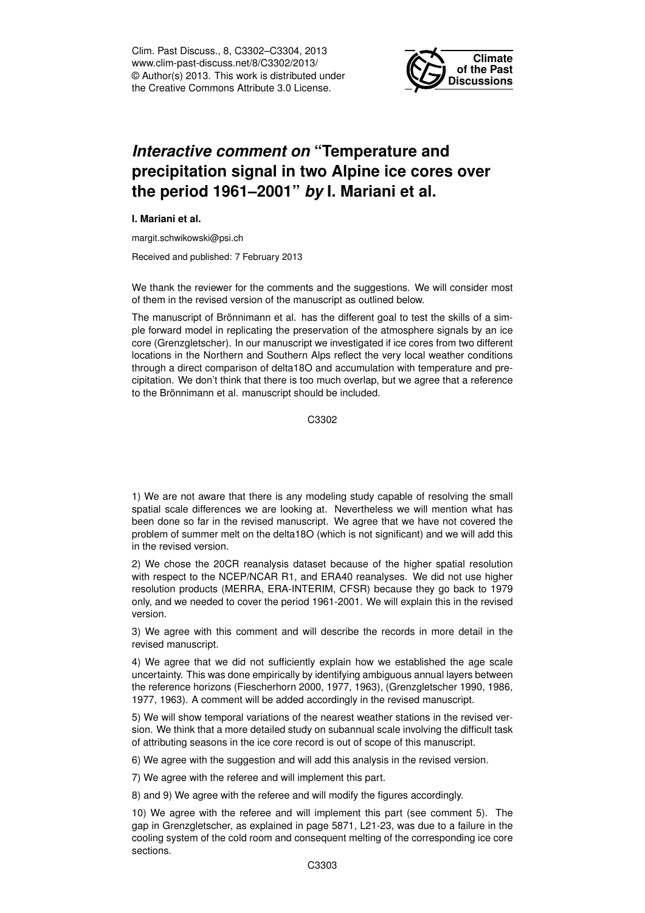# *Interactive comment on* "Temperature and precipitation signal in two Alpine ice cores over the period 1961–2001" *by* I. Mariani et al.

**I. Mariani et al.**

margit.schwikowski@psi.ch

Received and published: 7 February 2013

We thank the reviewer for the comments and the suggestions. We will consider most of them in the revised version of the manuscript as outlined below.

The manuscript of Brönnimann et al. has the different goal to test the skills of a simple forward model in replicating the preservation of the atmosphere signals by an ice core (Grenzgletscher). In our manuscript we investigated if ice cores from two different locations in the Northern and Southern Alps reflect the very local weather conditions through a direct comparison of delta18O and accumulation with temperature and precipitation. We don't think that there is too much overlap, but we agree that a reference to the Brönnimann et al. manuscript should be included.

1) We are not aware that there is any modeling study capable of resolving the small spatial scale differences we are looking at. Nevertheless we will mention what has been done so far in the revised manuscript. We agree that we have not covered the problem of summer melt on the delta18O (which is not significant) and we will add this in the revised version.

2) We chose the 20CR reanalysis dataset because of the higher spatial resolution with respect to the NCEP/NCAR R1, and ERA40 reanalyses. We did not use higher resolution products (MERRA, ERA-INTERIM, CFSR) because they go back to 1979 only, and we needed to cover the period 1961-2001. We will explain this in the revised version.

3) We agree with this comment and will describe the records in more detail in the revised manuscript.

4) We agree that we did not sufficiently explain how we established the age scale uncertainty. This was done empirically by identifying ambiguous annual layers between the reference horizons (Fiescherhorn 2000, 1977, 1963), (Grenzgletscher 1990, 1986, 1977, 1963). A comment will be added accordingly in the revised manuscript.

5) We will show temporal variations of the nearest weather stations in the revised version. We think that a more detailed study on subannual scale involving the difficult task of attributing seasons in the ice core record is out of scope of this manuscript.

6) We agree with the suggestion and will add this analysis in the revised version.

7) We agree with the referee and will implement this part.

8) and 9) We agree with the referee and will modify the figures accordingly.

10) We agree with the referee and will implement this part (see comment 5). The gap in Grenzgletscher, as explained in page 5871, L21-23, was due to a failure in the cooling system of the cold room and consequent melting of the corresponding ice core sections.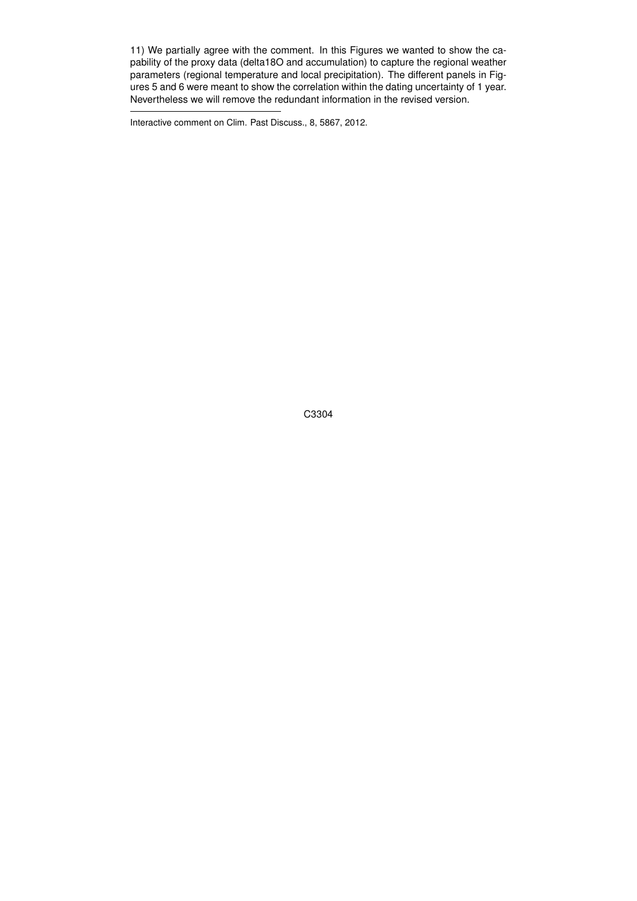11) We partially agree with the comment. In this Figures we wanted to show the capability of the proxy data (delta18O and accumulation) to capture the regional weather parameters (regional temperature and local precipitation). The different panels in Figures 5 and 6 were meant to show the correlation within the dating uncertainty of 1 year. Nevertheless we will remove the redundant information in the revised version.

---

Interactive comment on Clim. Past Discuss., 8, 5867, 2012.